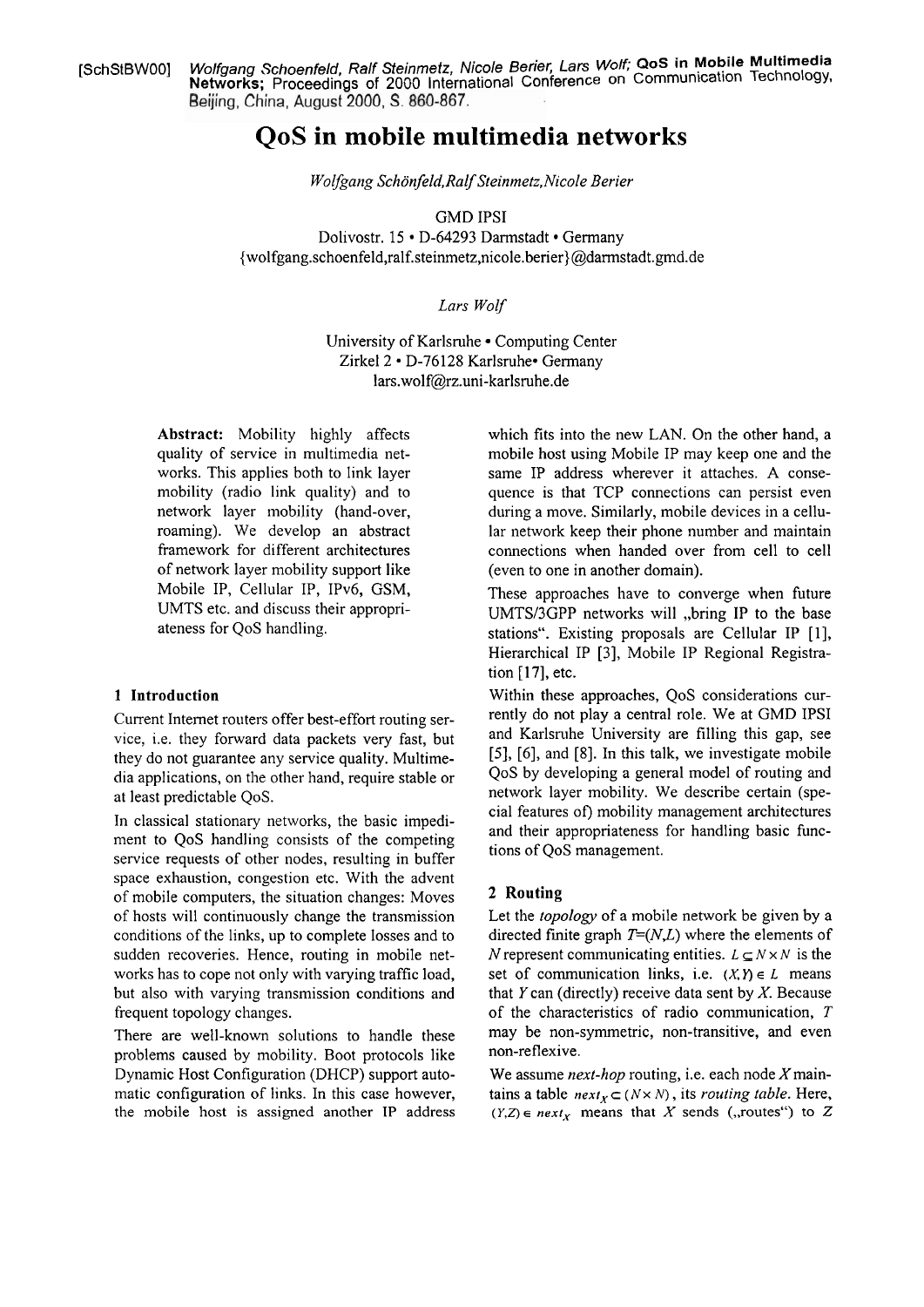[SchStBW00] *Wolfgang Schoenfeld, Ralf Steinmetz, Nicole Berier, Lars Wolf;* **QoS in Mobile Multimedia Networks;** Proceedings of 2000 International Conference on Communication Technology, Beijing, China, August 2000, S. 860-867.

# QoS in mobile multimedia networks

*Wolfgang Schönfeld, Ralf Steinmetz, Nicole Berier*

GMD IPSI
Dolivostr. 15 • D-64293 Darmstadt • Germany
{wolfgang.schoenfeld,ralf.steinmetz,nicole.berier}@darmstadt.gmd.de

*Lars Wolf*

University of Karlsruhe • Computing Center
Zirkel 2 • D-76128 Karlsruhe• Germany
lars.wolf@rz.uni-karlsruhe.de

**Abstract:** Mobility highly affects quality of service in multimedia networks. This applies both to link layer mobility (radio link quality) and to network layer mobility (hand-over, roaming). We develop an abstract framework for different architectures of network layer mobility support like Mobile IP, Cellular IP, IPv6, GSM, UMTS etc. and discuss their appropriateness for QoS handling.

## 1 Introduction

Current Internet routers offer best-effort routing service, i.e. they forward data packets very fast, but they do not guarantee any service quality. Multimedia applications, on the other hand, require stable or at least predictable QoS.

In classical stationary networks, the basic impediment to QoS handling consists of the competing service requests of other nodes, resulting in buffer space exhaustion, congestion etc. With the advent of mobile computers, the situation changes: Moves of hosts will continuously change the transmission conditions of the links, up to complete losses and to sudden recoveries. Hence, routing in mobile networks has to cope not only with varying traffic load, but also with varying transmission conditions and frequent topology changes.

There are well-known solutions to handle these problems caused by mobility. Boot protocols like Dynamic Host Configuration (DHCP) support automatic configuration of links. In this case however, the mobile host is assigned another IP address which fits into the new LAN. On the other hand, a mobile host using Mobile IP may keep one and the same IP address wherever it attaches. A consequence is that TCP connections can persist even during a move. Similarly, mobile devices in a cellular network keep their phone number and maintain connections when handed over from cell to cell (even to one in another domain).

These approaches have to converge when future UMTS/3GPP networks will „bring IP to the base stations". Existing proposals are Cellular IP [1], Hierarchical IP [3], Mobile IP Regional Registration [17], etc.

Within these approaches, QoS considerations currently do not play a central role. We at GMD IPSI and Karlsruhe University are filling this gap, see [5], [6], and [8]. In this talk, we investigate mobile QoS by developing a general model of routing and network layer mobility. We describe certain (special features of) mobility management architectures and their appropriateness for handling basic functions of QoS management.

## 2 Routing

Let the *topology* of a mobile network be given by a directed finite graph $T=(N,L)$ where the elements of $N$ represent communicating entities. $L \subseteq N \times N$ is the set of communication links, i.e. $(X,Y) \in L$ means that $Y$ can (directly) receive data sent by $X$. Because of the characteristics of radio communication, $T$ may be non-symmetric, non-transitive, and even non-reflexive.

We assume *next-hop* routing, i.e. each node $X$ maintains a table $next_X \subset (N \times N)$, its *routing table*. Here, $(Y,Z) \in next_X$ means that $X$ sends („routes") to $Z$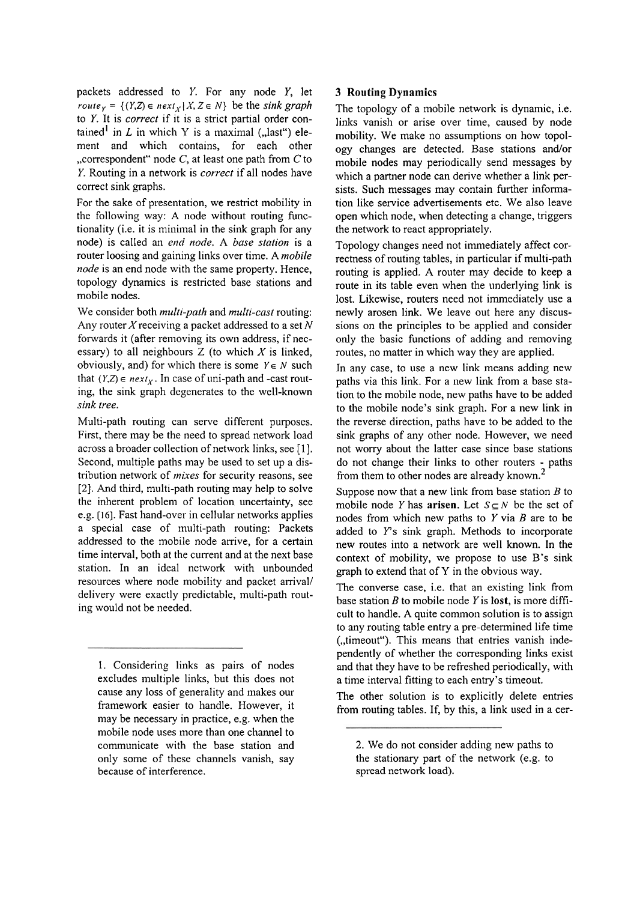packets addressed to $Y$. For any node $Y$, let $route_Y = \{(Y,Z) \in next_X | X, Z \in N\}$ be the *sink graph* to $Y$. It is *correct* if it is a strict partial order contained[1] in $L$ in which Y is a maximal („last") element and which contains, for each other „correspondent" node $C$, at least one path from $C$ to $Y$. Routing in a network is *correct* if all nodes have correct sink graphs.

For the sake of presentation, we restrict mobility in the following way: A node without routing functionality (i.e. it is minimal in the sink graph for any node) is called an *end node*. A *base station* is a router loosing and gaining links over time. A *mobile node* is an end node with the same property. Hence, topology dynamics is restricted base stations and mobile nodes.

We consider both *multi-path* and *multi-cast* routing: Any router $X$ receiving a packet addressed to a set $N$ forwards it (after removing its own address, if necessary) to all neighbours Z (to which $X$ is linked, obviously, and) for which there is some $Y \in N$ such that $(Y,Z) \in next_X$. In case of uni-path and -cast routing, the sink graph degenerates to the well-known *sink tree*.

Multi-path routing can serve different purposes. First, there may be the need to spread network load across a broader collection of network links, see [1]. Second, multiple paths may be used to set up a distribution network of *mixes* for security reasons, see [2]. And third, multi-path routing may help to solve the inherent problem of location uncertainty, see e.g. [16]. Fast hand-over in cellular networks applies a special case of multi-path routing: Packets addressed to the mobile node arrive, for a certain time interval, both at the current and at the next base station. In an ideal network with unbounded resources where node mobility and packet arrival/ delivery were exactly predictable, multi-path routing would not be needed.

1. Considering links as pairs of nodes excludes multiple links, but this does not cause any loss of generality and makes our framework easier to handle. However, it may be necessary in practice, e.g. when the mobile node uses more than one channel to communicate with the base station and only some of these channels vanish, say because of interference.

## 3 Routing Dynamics

The topology of a mobile network is dynamic, i.e. links vanish or arise over time, caused by node mobility. We make no assumptions on how topology changes are detected. Base stations and/or mobile nodes may periodically send messages by which a partner node can derive whether a link persists. Such messages may contain further information like service advertisements etc. We also leave open which node, when detecting a change, triggers the network to react appropriately.

Topology changes need not immediately affect correctness of routing tables, in particular if multi-path routing is applied. A router may decide to keep a route in its table even when the underlying link is lost. Likewise, routers need not immediately use a newly arosen link. We leave out here any discussions on the principles to be applied and consider only the basic functions of adding and removing routes, no matter in which way they are applied.

In any case, to use a new link means adding new paths via this link. For a new link from a base station to the mobile node, new paths have to be added to the mobile node's sink graph. For a new link in the reverse direction, paths have to be added to the sink graphs of any other node. However, we need not worry about the latter case since base stations do not change their links to other routers - paths from them to other nodes are already known.[2]

Suppose now that a new link from base station $B$ to mobile node $Y$ has **arisen.** Let $S \subseteq N$ be the set of nodes from which new paths to $Y$ via $B$ are to be added to $Y$'s sink graph. Methods to incorporate new routes into a network are well known. In the context of mobility, we propose to use B's sink graph to extend that of Y in the obvious way.

The converse case, i.e. that an existing link from base station $B$ to mobile node $Y$ is **lost**, is more difficult to handle. A quite common solution is to assign to any routing table entry a pre-determined life time („timeout"). This means that entries vanish independently of whether the corresponding links exist and that they have to be refreshed periodically, with a time interval fitting to each entry's timeout.

The other solution is to explicitly delete entries from routing tables. If, by this, a link used in a cer-

2. We do not consider adding new paths to the stationary part of the network (e.g. to spread network load).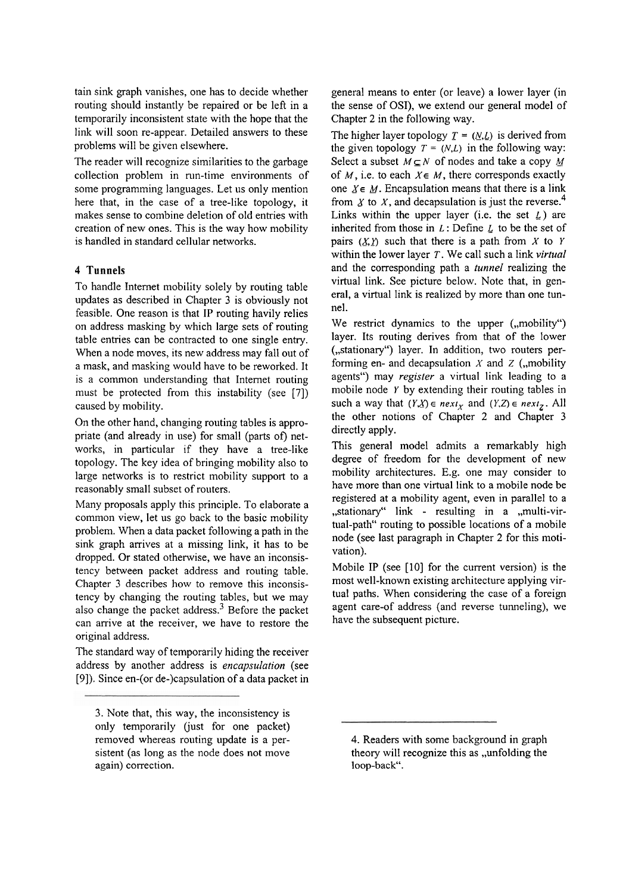tain sink graph vanishes, one has to decide whether routing should instantly be repaired or be left in a temporarily inconsistent state with the hope that the link will soon re-appear. Detailed answers to these problems will be given elsewhere.

The reader will recognize similarities to the garbage collection problem in run-time environments of some programming languages. Let us only mention here that, in the case of a tree-like topology, it makes sense to combine deletion of old entries with creation of new ones. This is the way how mobility is handled in standard cellular networks.

## 4 Tunnels

To handle Internet mobility solely by routing table updates as described in Chapter 3 is obviously not feasible. One reason is that IP routing havily relies on address masking by which large sets of routing table entries can be contracted to one single entry. When a node moves, its new address may fall out of a mask, and masking would have to be reworked. It is a common understanding that Internet routing must be protected from this instability (see [7]) caused by mobility.

On the other hand, changing routing tables is appropriate (and already in use) for small (parts of) networks, in particular if they have a tree-like topology. The key idea of bringing mobility also to large networks is to restrict mobility support to a reasonably small subset of routers.

Many proposals apply this principle. To elaborate a common view, let us go back to the basic mobility problem. When a data packet following a path in the sink graph arrives at a missing link, it has to be dropped. Or stated otherwise, we have an inconsistency between packet address and routing table. Chapter 3 describes how to remove this inconsistency by changing the routing tables, but we may also change the packet address.[3] Before the packet can arrive at the receiver, we have to restore the original address.

The standard way of temporarily hiding the receiver address by another address is *encapsulation* (see [9]). Since en-(or de-)capsulation of a data packet in general means to enter (or leave) a lower layer (in the sense of OSI), we extend our general model of Chapter 2 in the following way.

The higher layer topology $\underline{T} = (\underline{N},\underline{L})$ is derived from the given topology $T = (N,L)$ in the following way: Select a subset $M \subseteq N$ of nodes and take a copy $\underline{M}$ of $M$, i.e. to each $X \in M$, there corresponds exactly one $\underline{X} \in \underline{M}$. Encapsulation means that there is a link from $\underline{X}$ to $X$, and decapsulation is just the reverse.[4] Links within the upper layer (i.e. the set $\underline{L}$) are inherited from those in $L$: Define $\underline{L}$ to be the set of pairs $(\underline{X},\underline{Y})$ such that there is a path from $X$ to $Y$ within the lower layer $T$. We call such a link *virtual* and the corresponding path a *tunnel* realizing the virtual link. See picture below. Note that, in general, a virtual link is realized by more than one tunnel.

We restrict dynamics to the upper („mobility") layer. Its routing derives from that of the lower („stationary") layer. In addition, two routers performing en- and decapsulation $X$ and $Z$ („mobility agents") may *register* a virtual link leading to a mobile node $Y$ by extending their routing tables in such a way that $(Y,X) \in next_X$ and $(Y,Z) \in next_Z$. All the other notions of Chapter 2 and Chapter 3 directly apply.

This general model admits a remarkably high degree of freedom for the development of new mobility architectures. E.g. one may consider to have more than one virtual link to a mobile node be registered at a mobility agent, even in parallel to a „stationary" link - resulting in a „multi-virtual-path" routing to possible locations of a mobile node (see last paragraph in Chapter 2 for this motivation).

Mobile IP (see [10] for the current version) is the most well-known existing architecture applying virtual paths. When considering the case of a foreign agent care-of address (and reverse tunneling), we have the subsequent picture.

---

3. Note that, this way, the inconsistency is only temporarily (just for one packet) removed whereas routing update is a persistent (as long as the node does not move again) correction.

4. Readers with some background in graph theory will recognize this as „unfolding the loop-back".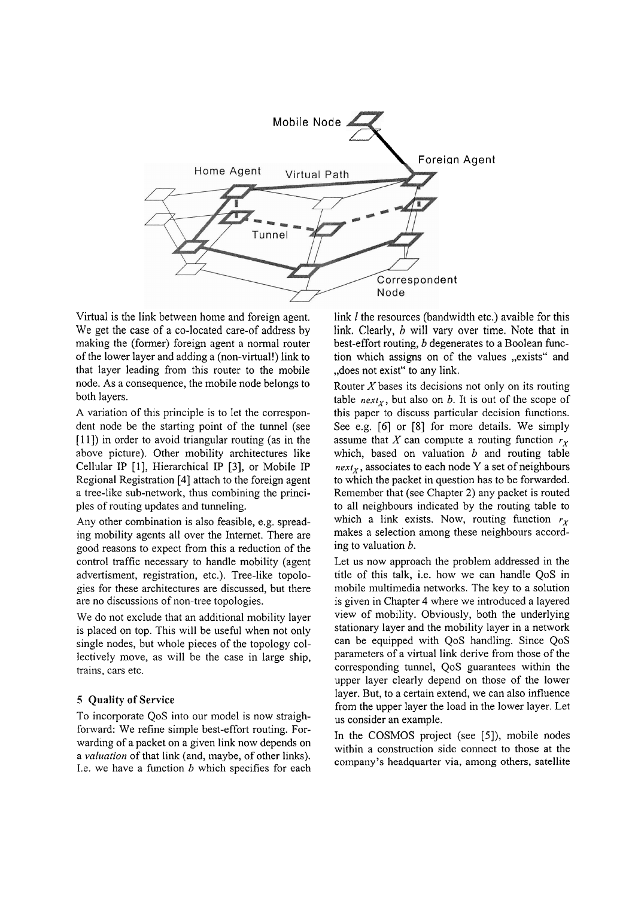Virtual is the link between home and foreign agent. We get the case of a co-located care-of address by making the (former) foreign agent a normal router of the lower layer and adding a (non-virtual!) link to that layer leading from this router to the mobile node. As a consequence, the mobile node belongs to both layers.

A variation of this principle is to let the correspondent node be the starting point of the tunnel (see [11]) in order to avoid triangular routing (as in the above picture). Other mobility architectures like Cellular IP [1], Hierarchical IP [3], or Mobile IP Regional Registration [4] attach to the foreign agent a tree-like sub-network, thus combining the principles of routing updates and tunneling.

Any other combination is also feasible, e.g. spreading mobility agents all over the Internet. There are good reasons to expect from this a reduction of the control traffic necessary to handle mobility (agent advertisment, registration, etc.). Tree-like topologies for these architectures are discussed, but there are no discussions of non-tree topologies.

We do not exclude that an additional mobility layer is placed on top. This will be useful when not only single nodes, but whole pieces of the topology collectively move, as will be the case in large ship, trains, cars etc.

## 5 Quality of Service

To incorporate QoS into our model is now straighforward: We refine simple best-effort routing. Forwarding of a packet on a given link now depends on a *valuation* of that link (and, maybe, of other links). I.e. we have a function $b$ which specifies for each link $l$ the resources (bandwidth etc.) avaible for this link. Clearly, $b$ will vary over time. Note that in best-effort routing, $b$ degenerates to a Boolean function which assigns on of the values „exists" and „does not exist" to any link.

Router $X$ bases its decisions not only on its routing table $next_X$, but also on $b$. It is out of the scope of this paper to discuss particular decision functions. See e.g. [6] or [8] for more details. We simply assume that $X$ can compute a routing function $r_X$ which, based on valuation $b$ and routing table $next_X$, associates to each node Y a set of neighbours to which the packet in question has to be forwarded. Remember that (see Chapter 2) any packet is routed to all neighbours indicated by the routing table to which a link exists. Now, routing function $r_X$ makes a selection among these neighbours according to valuation $b$.

Let us now approach the problem addressed in the title of this talk, i.e. how we can handle QoS in mobile multimedia networks. The key to a solution is given in Chapter 4 where we introduced a layered view of mobility. Obviously, both the underlying stationary layer and the mobility layer in a network can be equipped with QoS handling. Since QoS parameters of a virtual link derive from those of the corresponding tunnel, QoS guarantees within the upper layer clearly depend on those of the lower layer. But, to a certain extend, we can also influence from the upper layer the load in the lower layer. Let us consider an example.

In the COSMOS project (see [5]), mobile nodes within a construction side connect to those at the company's headquarter via, among others, satellite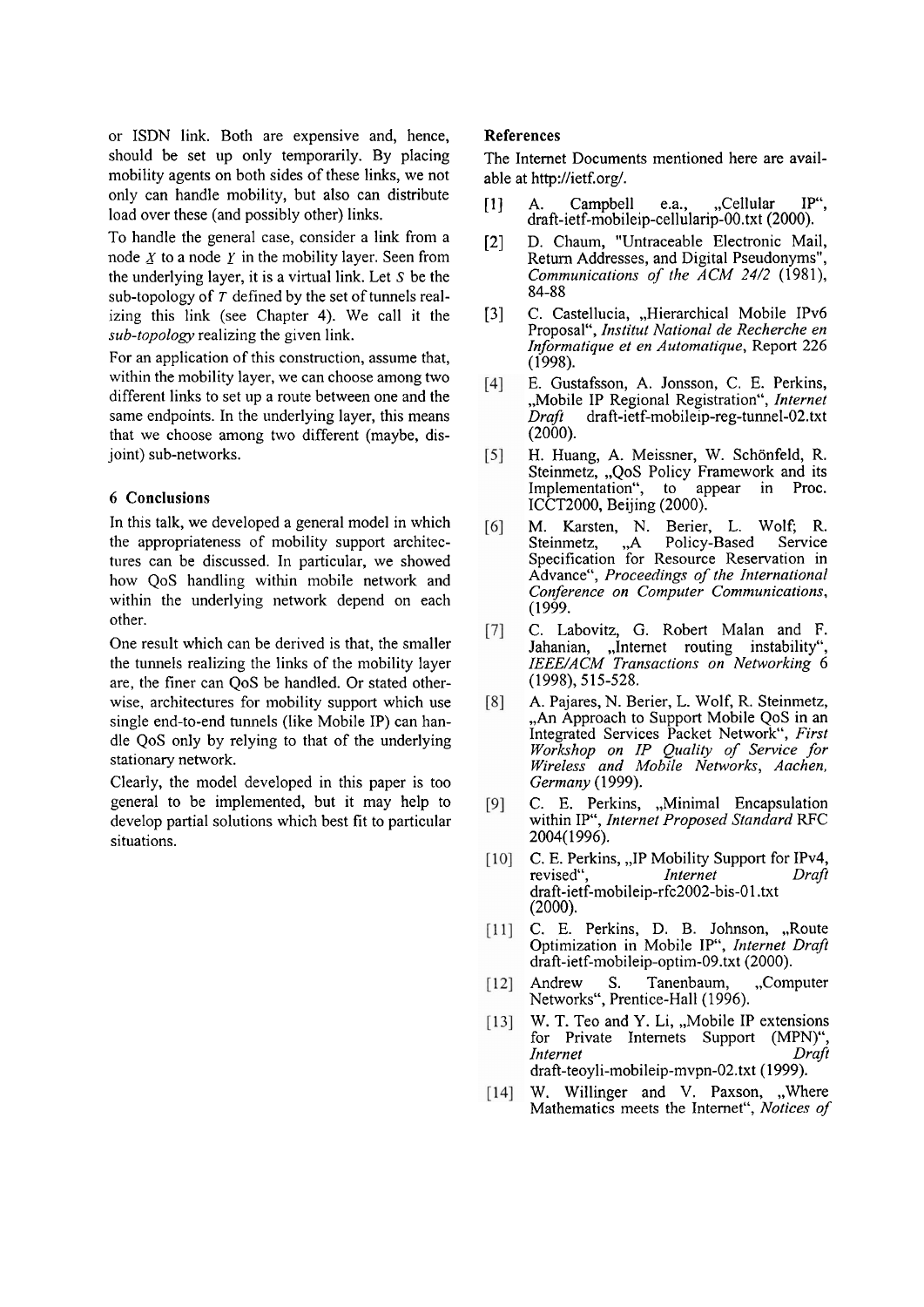or ISDN link. Both are expensive and, hence, should be set up only temporarily. By placing mobility agents on both sides of these links, we not only can handle mobility, but also can distribute load over these (and possibly other) links.

To handle the general case, consider a link from a node $X$ to a node $Y$ in the mobility layer. Seen from the underlying layer, it is a virtual link. Let $S$ be the sub-topology of $T$ defined by the set of tunnels realizing this link (see Chapter 4). We call it the *sub-topology* realizing the given link.

For an application of this construction, assume that, within the mobility layer, we can choose among two different links to set up a route between one and the same endpoints. In the underlying layer, this means that we choose among two different (maybe, disjoint) sub-networks.

## 6 Conclusions

In this talk, we developed a general model in which the appropriateness of mobility support architectures can be discussed. In particular, we showed how QoS handling within mobile network and within the underlying network depend on each other.

One result which can be derived is that, the smaller the tunnels realizing the links of the mobility layer are, the finer can QoS be handled. Or stated otherwise, architectures for mobility support which use single end-to-end tunnels (like Mobile IP) can handle QoS only by relying to that of the underlying stationary network.

Clearly, the model developed in this paper is too general to be implemented, but it may help to develop partial solutions which best fit to particular situations.

## References

The Internet Documents mentioned here are available at http://ietf.org/.

[1] A. Campbell e.a., „Cellular IP", draft-ietf-mobileip-cellularip-00.txt (2000).

[2] D. Chaum, "Untraceable Electronic Mail, Return Addresses, and Digital Pseudonyms", *Communications of the ACM 24/2* (1981), 84-88

[3] C. Castellucia, „Hierarchical Mobile IPv6 Proposal", *Institut National de Recherche en Informatique et en Automatique*, Report 226 (1998).

[4] E. Gustafsson, A. Jonsson, C. E. Perkins, „Mobile IP Regional Registration", *Internet Draft* draft-ietf-mobileip-reg-tunnel-02.txt (2000).

[5] H. Huang, A. Meissner, W. Schönfeld, R. Steinmetz, „QoS Policy Framework and its Implementation", to appear in Proc. ICCT2000, Beijing (2000).

[6] M. Karsten, N. Berier, L. Wolf; R. Steinmetz, „A Policy-Based Service Specification for Resource Reservation in Advance", *Proceedings of the International Conference on Computer Communications*, (1999.

[7] C. Labovitz, G. Robert Malan and F. Jahanian, „Internet routing instability", *IEEE/ACM Transactions on Networking* 6 (1998), 515-528.

[8] A. Pajares, N. Berier, L. Wolf, R. Steinmetz, „An Approach to Support Mobile QoS in an Integrated Services Packet Network", *First Workshop on IP Quality of Service for Wireless and Mobile Networks, Aachen, Germany* (1999).

[9] C. E. Perkins, „Minimal Encapsulation within IP", *Internet Proposed Standard* RFC 2004(1996).

[10] C. E. Perkins, „IP Mobility Support for IPv4, revised", *Internet Draft* draft-ietf-mobileip-rfc2002-bis-01.txt (2000).

[11] C. E. Perkins, D. B. Johnson, „Route Optimization in Mobile IP", *Internet Draft* draft-ietf-mobileip-optim-09.txt (2000).

[12] Andrew S. Tanenbaum, „Computer Networks", Prentice-Hall (1996).

[13] W. T. Teo and Y. Li, „Mobile IP extensions for Private Internets Support (MPN)", *Internet Draft* draft-teoyli-mobileip-mvpn-02.txt (1999).

[14] W. Willinger and V. Paxson, „Where Mathematics meets the Internet", *Notices of*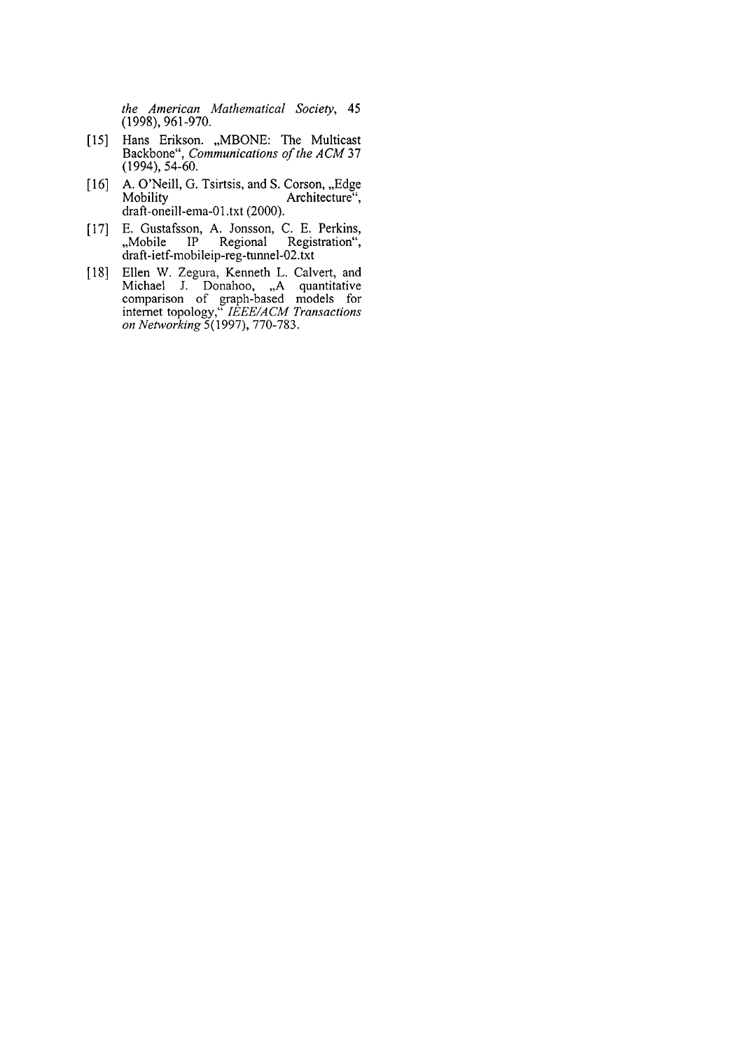*the American Mathematical Society*, 45 (1998), 961-970.

[15] Hans Erikson. „MBONE: The Multicast Backbone", *Communications of the ACM* 37 (1994), 54-60.

[16] A. O'Neill, G. Tsirtsis, and S. Corson, „Edge Mobility Architecture", draft-oneill-ema-01.txt (2000).

[17] E. Gustafsson, A. Jonsson, C. E. Perkins, „Mobile IP Regional Registration", draft-ietf-mobileip-reg-tunnel-02.txt

[18] Ellen W. Zegura, Kenneth L. Calvert, and Michael J. Donahoo, „A quantitative comparison of graph-based models for internet topology," *IEEE/ACM Transactions on Networking* 5(1997), 770-783.